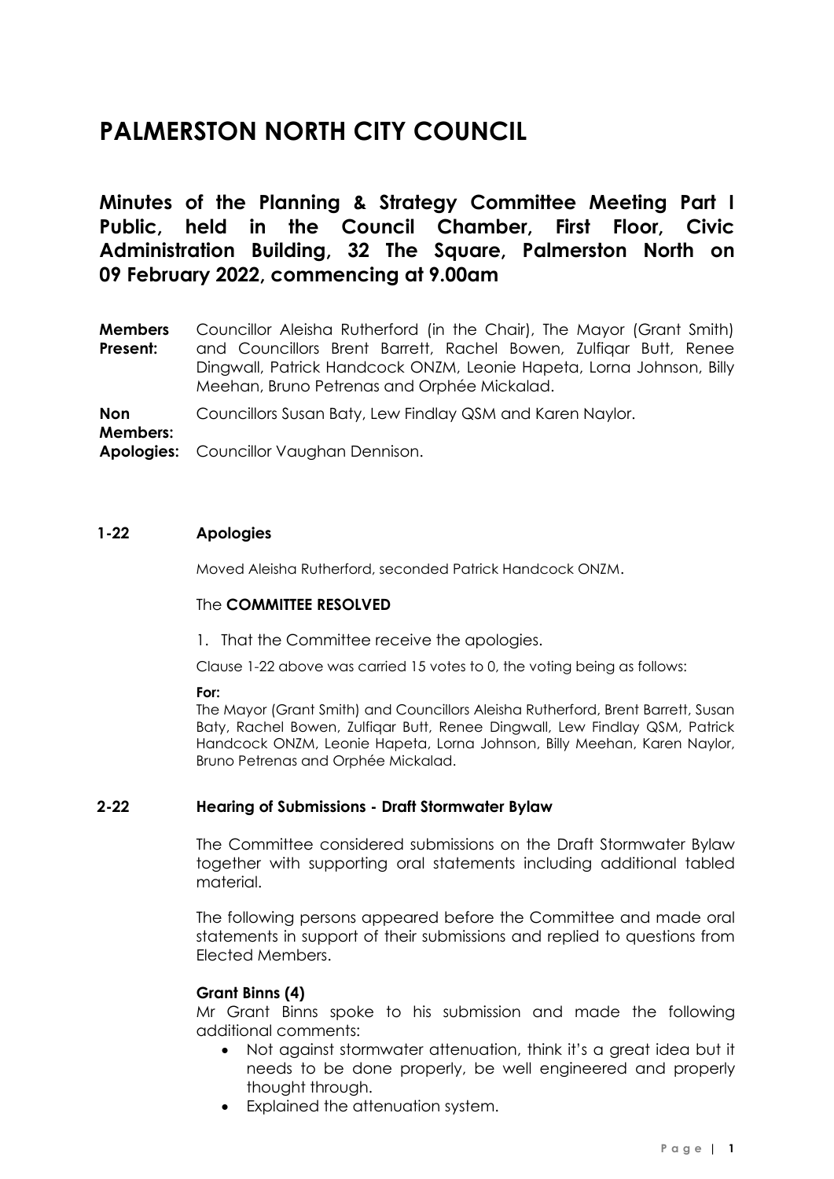# PALMERSTON NORTH CITY COUNCIL

## Minutes of the Planning & Strategy Committee Meeting Part I Public, held in the Council Chamber, First Floor, Civic Administration Building, 32 The Square, Palmerston North on 09 February 2022, commencing at 9.00am

| | |
|---|---|
| **Members Present:** | Councillor Aleisha Rutherford (in the Chair), The Mayor (Grant Smith) and Councillors Brent Barrett, Rachel Bowen, Zulfiqar Butt, Renee Dingwall, Patrick Handcock ONZM, Leonie Hapeta, Lorna Johnson, Billy Meehan, Bruno Petrenas and Orphée Mickalad. |
| **Non Members:** | Councillors Susan Baty, Lew Findlay QSM and Karen Naylor. |
| **Apologies:** | Councillor Vaughan Dennison. |

### 1-22 Apologies

Moved Aleisha Rutherford, seconded Patrick Handcock ONZM.

The **COMMITTEE RESOLVED**

1. That the Committee receive the apologies.

Clause 1-22 above was carried 15 votes to 0, the voting being as follows:

**For:**
The Mayor (Grant Smith) and Councillors Aleisha Rutherford, Brent Barrett, Susan Baty, Rachel Bowen, Zulfiqar Butt, Renee Dingwall, Lew Findlay QSM, Patrick Handcock ONZM, Leonie Hapeta, Lorna Johnson, Billy Meehan, Karen Naylor, Bruno Petrenas and Orphée Mickalad.

### 2-22 Hearing of Submissions - Draft Stormwater Bylaw

The Committee considered submissions on the Draft Stormwater Bylaw together with supporting oral statements including additional tabled material.

The following persons appeared before the Committee and made oral statements in support of their submissions and replied to questions from Elected Members.

**Grant Binns (4)**
Mr Grant Binns spoke to his submission and made the following additional comments:

- Not against stormwater attenuation, think it's a great idea but it needs to be done properly, be well engineered and properly thought through.
- Explained the attenuation system.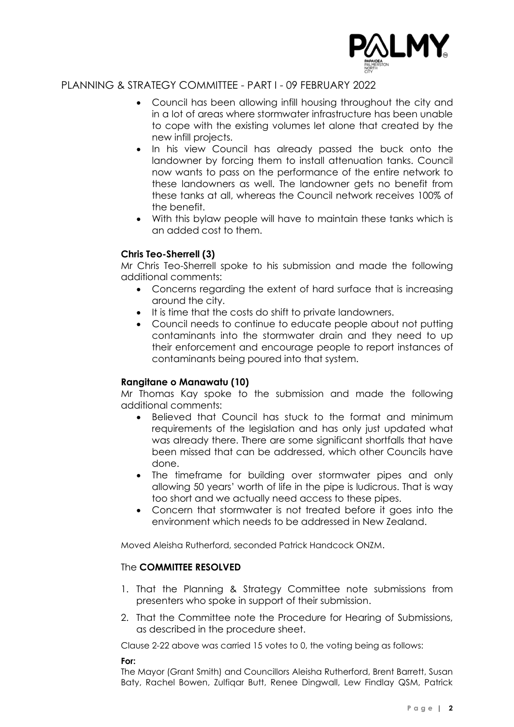- Council has been allowing infill housing throughout the city and in a lot of areas where stormwater infrastructure has been unable to cope with the existing volumes let alone that created by the new infill projects.
- In his view Council has already passed the buck onto the landowner by forcing them to install attenuation tanks. Council now wants to pass on the performance of the entire network to these landowners as well. The landowner gets no benefit from these tanks at all, whereas the Council network receives 100% of the benefit.
- With this bylaw people will have to maintain these tanks which is an added cost to them.

**Chris Teo-Sherrell (3)**

Mr Chris Teo-Sherrell spoke to his submission and made the following additional comments:

- Concerns regarding the extent of hard surface that is increasing around the city.
- It is time that the costs do shift to private landowners.
- Council needs to continue to educate people about not putting contaminants into the stormwater drain and they need to up their enforcement and encourage people to report instances of contaminants being poured into that system.

**Rangitane o Manawatu (10)**

Mr Thomas Kay spoke to the submission and made the following additional comments:

- Believed that Council has stuck to the format and minimum requirements of the legislation and has only just updated what was already there. There are some significant shortfalls that have been missed that can be addressed, which other Councils have done.
- The timeframe for building over stormwater pipes and only allowing 50 years' worth of life in the pipe is ludicrous. That is way too short and we actually need access to these pipes.
- Concern that stormwater is not treated before it goes into the environment which needs to be addressed in New Zealand.

Moved Aleisha Rutherford, seconded Patrick Handcock ONZM.

The **COMMITTEE RESOLVED**

1. That the Planning & Strategy Committee note submissions from presenters who spoke in support of their submission.
2. That the Committee note the Procedure for Hearing of Submissions, as described in the procedure sheet.

Clause 2-22 above was carried 15 votes to 0, the voting being as follows:

**For:**

The Mayor (Grant Smith) and Councillors Aleisha Rutherford, Brent Barrett, Susan Baty, Rachel Bowen, Zulfiqar Butt, Renee Dingwall, Lew Findlay QSM, Patrick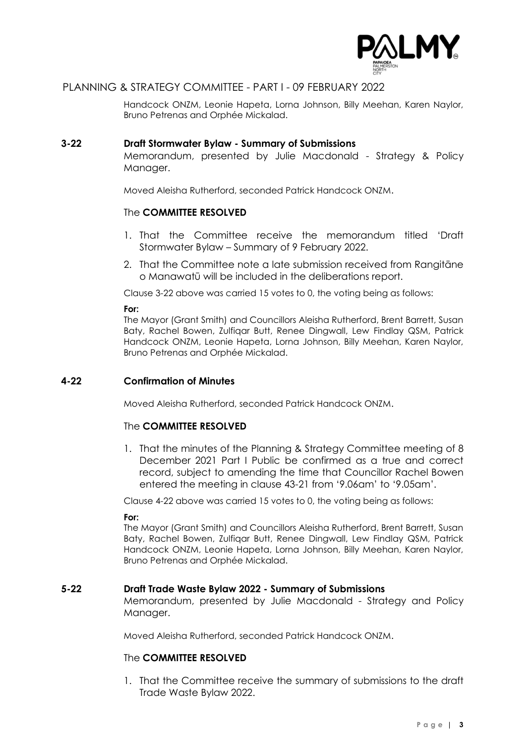Handcock ONZM, Leonie Hapeta, Lorna Johnson, Billy Meehan, Karen Naylor, Bruno Petrenas and Orphée Mickalad.

## 3-22 Draft Stormwater Bylaw - Summary of Submissions

Memorandum, presented by Julie Macdonald - Strategy & Policy Manager.

Moved Aleisha Rutherford, seconded Patrick Handcock ONZM.

### The **COMMITTEE RESOLVED**

1. That the Committee receive the memorandum titled 'Draft Stormwater Bylaw – Summary of 9 February 2022.
2. That the Committee note a late submission received from Rangitāne o Manawatū will be included in the deliberations report.

Clause 3-22 above was carried 15 votes to 0, the voting being as follows:

**For:**
The Mayor (Grant Smith) and Councillors Aleisha Rutherford, Brent Barrett, Susan Baty, Rachel Bowen, Zulfiqar Butt, Renee Dingwall, Lew Findlay QSM, Patrick Handcock ONZM, Leonie Hapeta, Lorna Johnson, Billy Meehan, Karen Naylor, Bruno Petrenas and Orphée Mickalad.

## 4-22 Confirmation of Minutes

Moved Aleisha Rutherford, seconded Patrick Handcock ONZM.

### The **COMMITTEE RESOLVED**

1. That the minutes of the Planning & Strategy Committee meeting of 8 December 2021 Part I Public be confirmed as a true and correct record, subject to amending the time that Councillor Rachel Bowen entered the meeting in clause 43-21 from '9.06am' to '9.05am'.

Clause 4-22 above was carried 15 votes to 0, the voting being as follows:

**For:**
The Mayor (Grant Smith) and Councillors Aleisha Rutherford, Brent Barrett, Susan Baty, Rachel Bowen, Zulfiqar Butt, Renee Dingwall, Lew Findlay QSM, Patrick Handcock ONZM, Leonie Hapeta, Lorna Johnson, Billy Meehan, Karen Naylor, Bruno Petrenas and Orphée Mickalad.

## 5-22 Draft Trade Waste Bylaw 2022 - Summary of Submissions

Memorandum, presented by Julie Macdonald - Strategy and Policy Manager.

Moved Aleisha Rutherford, seconded Patrick Handcock ONZM.

### The **COMMITTEE RESOLVED**

1. That the Committee receive the summary of submissions to the draft Trade Waste Bylaw 2022.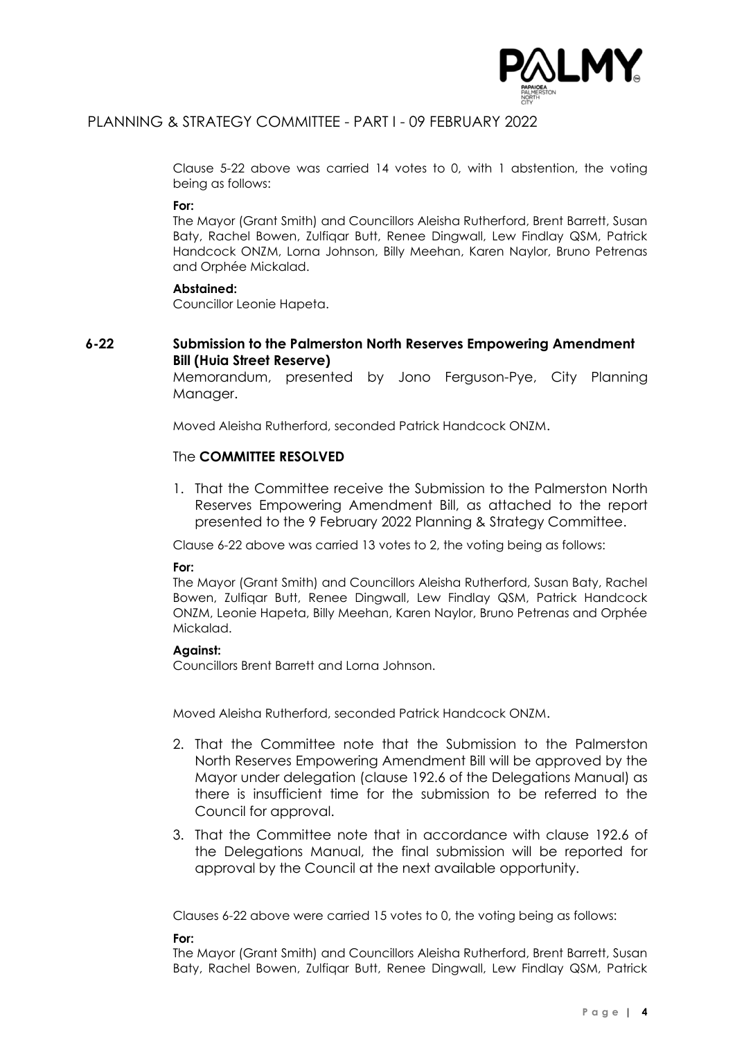Clause 5-22 above was carried 14 votes to 0, with 1 abstention, the voting being as follows:

**For:**

The Mayor (Grant Smith) and Councillors Aleisha Rutherford, Brent Barrett, Susan Baty, Rachel Bowen, Zulfiqar Butt, Renee Dingwall, Lew Findlay QSM, Patrick Handcock ONZM, Lorna Johnson, Billy Meehan, Karen Naylor, Bruno Petrenas and Orphée Mickalad.

**Abstained:**

Councillor Leonie Hapeta.

## 6-22 Submission to the Palmerston North Reserves Empowering Amendment Bill (Huia Street Reserve)

Memorandum, presented by Jono Ferguson-Pye, City Planning Manager.

Moved Aleisha Rutherford, seconded Patrick Handcock ONZM.

The **COMMITTEE RESOLVED**

1. That the Committee receive the Submission to the Palmerston North Reserves Empowering Amendment Bill, as attached to the report presented to the 9 February 2022 Planning & Strategy Committee.

Clause 6-22 above was carried 13 votes to 2, the voting being as follows:

**For:**

The Mayor (Grant Smith) and Councillors Aleisha Rutherford, Susan Baty, Rachel Bowen, Zulfiqar Butt, Renee Dingwall, Lew Findlay QSM, Patrick Handcock ONZM, Leonie Hapeta, Billy Meehan, Karen Naylor, Bruno Petrenas and Orphée Mickalad.

**Against:**

Councillors Brent Barrett and Lorna Johnson.

Moved Aleisha Rutherford, seconded Patrick Handcock ONZM.

2. That the Committee note that the Submission to the Palmerston North Reserves Empowering Amendment Bill will be approved by the Mayor under delegation (clause 192.6 of the Delegations Manual) as there is insufficient time for the submission to be referred to the Council for approval.
3. That the Committee note that in accordance with clause 192.6 of the Delegations Manual, the final submission will be reported for approval by the Council at the next available opportunity.

Clauses 6-22 above were carried 15 votes to 0, the voting being as follows:

**For:**

The Mayor (Grant Smith) and Councillors Aleisha Rutherford, Brent Barrett, Susan Baty, Rachel Bowen, Zulfiqar Butt, Renee Dingwall, Lew Findlay QSM, Patrick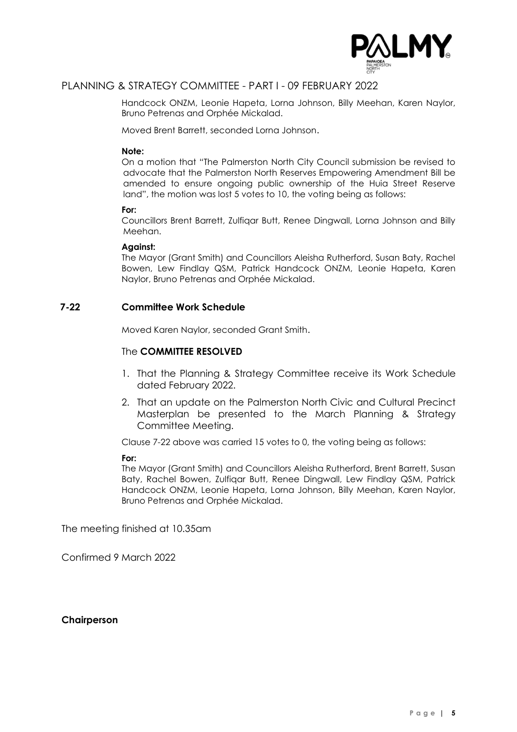Handcock ONZM, Leonie Hapeta, Lorna Johnson, Billy Meehan, Karen Naylor, Bruno Petrenas and Orphée Mickalad.

Moved Brent Barrett, seconded Lorna Johnson.

**Note:**

On a motion that "The Palmerston North City Council submission be revised to advocate that the Palmerston North Reserves Empowering Amendment Bill be amended to ensure ongoing public ownership of the Huia Street Reserve land", the motion was lost 5 votes to 10, the voting being as follows:

**For:**

Councillors Brent Barrett, Zulfiqar Butt, Renee Dingwall, Lorna Johnson and Billy Meehan.

**Against:**

The Mayor (Grant Smith) and Councillors Aleisha Rutherford, Susan Baty, Rachel Bowen, Lew Findlay QSM, Patrick Handcock ONZM, Leonie Hapeta, Karen Naylor, Bruno Petrenas and Orphée Mickalad.

## 7-22 Committee Work Schedule

Moved Karen Naylor, seconded Grant Smith.

The **COMMITTEE RESOLVED**

1. That the Planning & Strategy Committee receive its Work Schedule dated February 2022.
2. That an update on the Palmerston North Civic and Cultural Precinct Masterplan be presented to the March Planning & Strategy Committee Meeting.

Clause 7-22 above was carried 15 votes to 0, the voting being as follows:

**For:**

The Mayor (Grant Smith) and Councillors Aleisha Rutherford, Brent Barrett, Susan Baty, Rachel Bowen, Zulfiqar Butt, Renee Dingwall, Lew Findlay QSM, Patrick Handcock ONZM, Leonie Hapeta, Lorna Johnson, Billy Meehan, Karen Naylor, Bruno Petrenas and Orphée Mickalad.

The meeting finished at 10.35am

Confirmed 9 March 2022

**Chairperson**